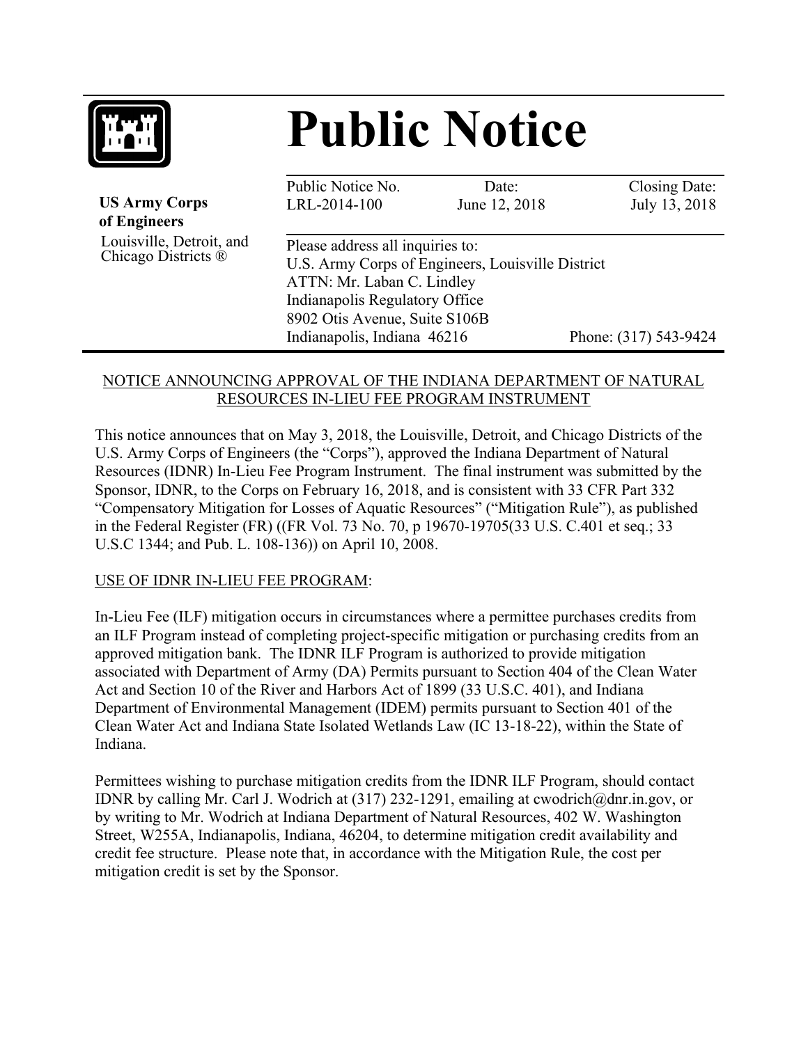# Public Notice

**US Army Corps of Engineers**
Louisville, Detroit, and Chicago Districts ®

| Public Notice No. | Date: | Closing Date: |
| --- | --- | --- |
| LRL-2014-100 | June 12, 2018 | July 13, 2018 |

Please address all inquiries to:
U.S. Army Corps of Engineers, Louisville District
ATTN: Mr. Laban C. Lindley
Indianapolis Regulatory Office
8902 Otis Avenue, Suite S106B
Indianapolis, Indiana 46216
Phone: (317) 543-9424

## NOTICE ANNOUNCING APPROVAL OF THE INDIANA DEPARTMENT OF NATURAL RESOURCES IN-LIEU FEE PROGRAM INSTRUMENT

This notice announces that on May 3, 2018, the Louisville, Detroit, and Chicago Districts of the U.S. Army Corps of Engineers (the "Corps"), approved the Indiana Department of Natural Resources (IDNR) In-Lieu Fee Program Instrument. The final instrument was submitted by the Sponsor, IDNR, to the Corps on February 16, 2018, and is consistent with 33 CFR Part 332 "Compensatory Mitigation for Losses of Aquatic Resources" ("Mitigation Rule"), as published in the Federal Register (FR) ((FR Vol. 73 No. 70, p 19670-19705(33 U.S. C.401 et seq.; 33 U.S.C 1344; and Pub. L. 108-136)) on April 10, 2008.

## USE OF IDNR IN-LIEU FEE PROGRAM:

In-Lieu Fee (ILF) mitigation occurs in circumstances where a permittee purchases credits from an ILF Program instead of completing project-specific mitigation or purchasing credits from an approved mitigation bank. The IDNR ILF Program is authorized to provide mitigation associated with Department of Army (DA) Permits pursuant to Section 404 of the Clean Water Act and Section 10 of the River and Harbors Act of 1899 (33 U.S.C. 401), and Indiana Department of Environmental Management (IDEM) permits pursuant to Section 401 of the Clean Water Act and Indiana State Isolated Wetlands Law (IC 13-18-22), within the State of Indiana.

Permittees wishing to purchase mitigation credits from the IDNR ILF Program, should contact IDNR by calling Mr. Carl J. Wodrich at (317) 232-1291, emailing at cwodrich@dnr.in.gov, or by writing to Mr. Wodrich at Indiana Department of Natural Resources, 402 W. Washington Street, W255A, Indianapolis, Indiana, 46204, to determine mitigation credit availability and credit fee structure. Please note that, in accordance with the Mitigation Rule, the cost per mitigation credit is set by the Sponsor.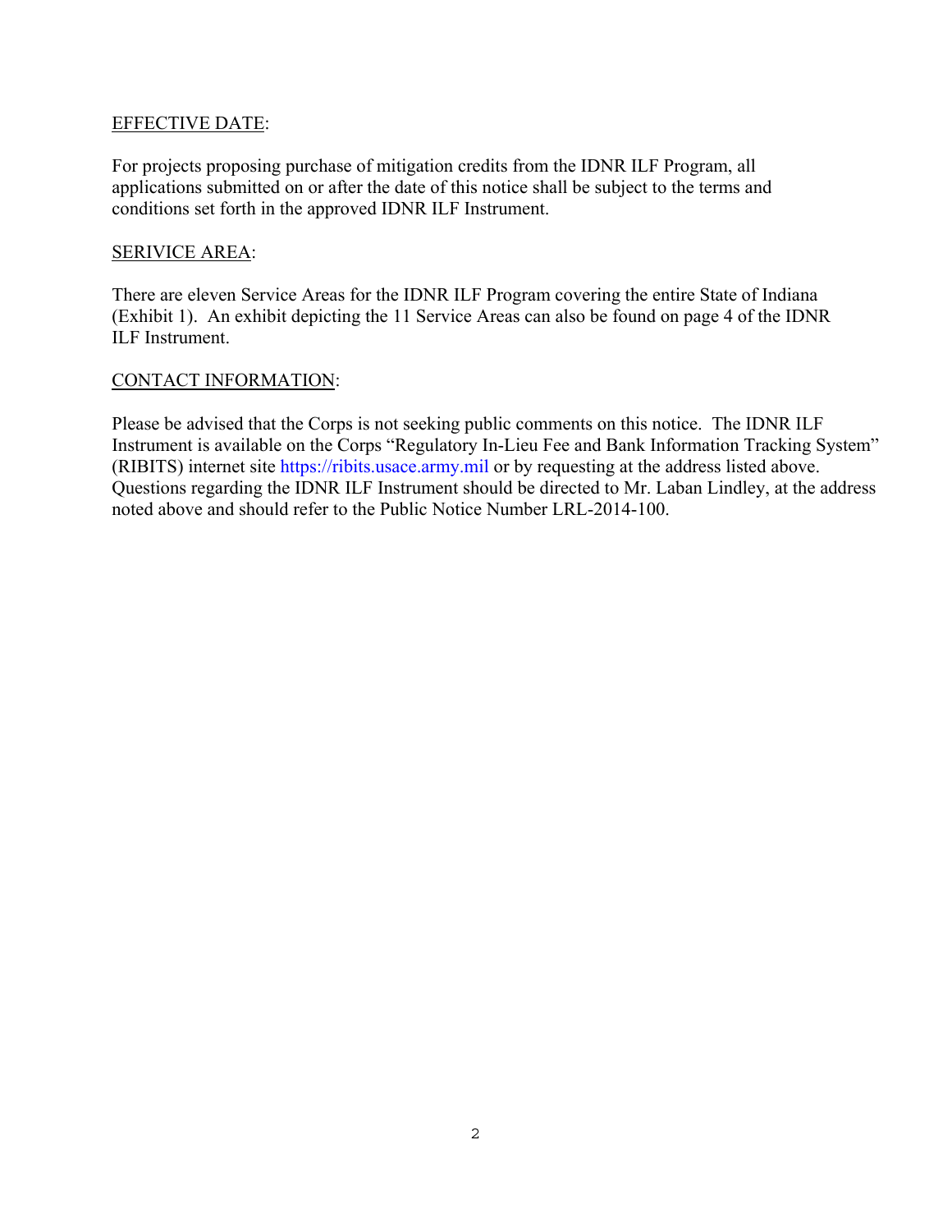<u>EFFECTIVE DATE</u>:

For projects proposing purchase of mitigation credits from the IDNR ILF Program, all applications submitted on or after the date of this notice shall be subject to the terms and conditions set forth in the approved IDNR ILF Instrument.

<u>SERIVICE AREA</u>:

There are eleven Service Areas for the IDNR ILF Program covering the entire State of Indiana (Exhibit 1). An exhibit depicting the 11 Service Areas can also be found on page 4 of the IDNR ILF Instrument.

<u>CONTACT INFORMATION</u>:

Please be advised that the Corps is not seeking public comments on this notice. The IDNR ILF Instrument is available on the Corps "Regulatory In-Lieu Fee and Bank Information Tracking System" (RIBITS) internet site https://ribits.usace.army.mil or by requesting at the address listed above. Questions regarding the IDNR ILF Instrument should be directed to Mr. Laban Lindley, at the address noted above and should refer to the Public Notice Number LRL-2014-100.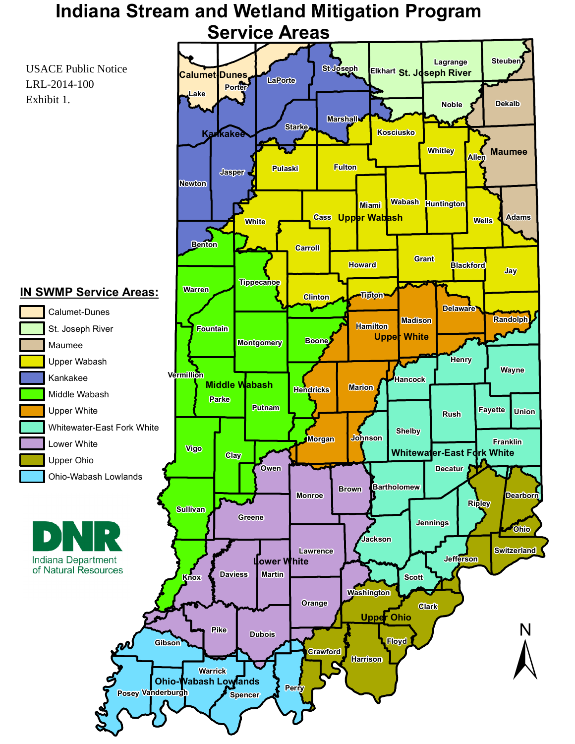# Indiana Stream and Wetland Mitigation Program Service Areas

USACE Public Notice
LRL-2014-100
Exhibit 1.

Calumet-Dunes
Lake
Porter
LaPorte
St Joseph
Elkhart
St. Joseph River
Lagrange
Steuben
Noble
Dekalb
Marshall
Starke
Kankakee
Kosciusko
Whitley
Allen
Maumee
Newton
Jasper
Pulaski
Fulton
Miami
Wabash
Huntington
White
Cass
Upper Wabash
Wells
Adams
Benton
Carroll
Howard
Grant
Blackford
Jay
Warren
Tippecanoe
Clinton
Tipton
Delaware
Randolph
Fountain
Montgomery
Boone
Hamilton
Madison
Upper White
Henry
Wayne
Vermillion
Middle Wabash
Parke
Hendricks
Marion
Hancock
Putnam
Rush
Fayette
Union
Shelby
Vigo
Clay
Morgan
Johnson
Franklin
Whitewater-East Fork White
Owen
Decatur
Monroe
Brown
Bartholomew
Dearborn
Ripley
Sullivan
Greene
Jennings
Ohio
Jackson
Lawrence
Switzerland
Jefferson
Lower White
Knox
Daviess
Martin
Scott
Washington
Orange
Clark
Upper Ohio
Pike
Dubois
Gibson
Floyd
Crawford
Harrison
Warrick
Ohio-Wabash Lowlands
Posey
Vanderburgh
Spencer
Perry

**IN SWMP Service Areas:**

- Calumet-Dunes
- St. Joseph River
- Maumee
- Upper Wabash
- Kankakee
- Middle Wabash
- Upper White
- Whitewater-East Fork White
- Lower White
- Upper Ohio
- Ohio-Wabash Lowlands

DNR
Indiana Department
of Natural Resources

N